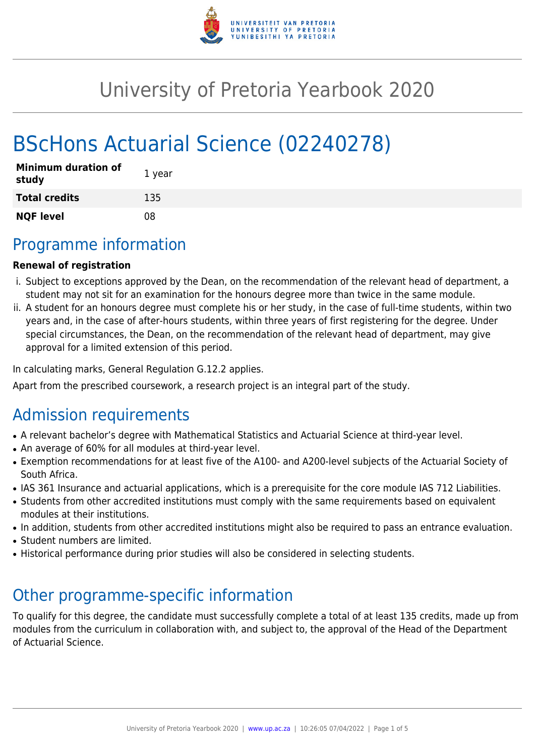# University of Pretoria Yearbook 2020

# BScHons Actuarial Science (02240278)

| | |
|---|---|
| **Minimum duration of study** | 1 year |
| **Total credits** | 135 |
| **NQF level** | 08 |

## Programme information

**Renewal of registration**

i. Subject to exceptions approved by the Dean, on the recommendation of the relevant head of department, a student may not sit for an examination for the honours degree more than twice in the same module.

ii. A student for an honours degree must complete his or her study, in the case of full-time students, within two years and, in the case of after-hours students, within three years of first registering for the degree. Under special circumstances, the Dean, on the recommendation of the relevant head of department, may give approval for a limited extension of this period.

In calculating marks, General Regulation G.12.2 applies.

Apart from the prescribed coursework, a research project is an integral part of the study.

## Admission requirements

- A relevant bachelor's degree with Mathematical Statistics and Actuarial Science at third-year level.
- An average of 60% for all modules at third-year level.
- Exemption recommendations for at least five of the A100- and A200-level subjects of the Actuarial Society of South Africa.
- IAS 361 Insurance and actuarial applications, which is a prerequisite for the core module IAS 712 Liabilities.
- Students from other accredited institutions must comply with the same requirements based on equivalent modules at their institutions.
- In addition, students from other accredited institutions might also be required to pass an entrance evaluation.
- Student numbers are limited.
- Historical performance during prior studies will also be considered in selecting students.

## Other programme-specific information

To qualify for this degree, the candidate must successfully complete a total of at least 135 credits, made up from modules from the curriculum in collaboration with, and subject to, the approval of the Head of the Department of Actuarial Science.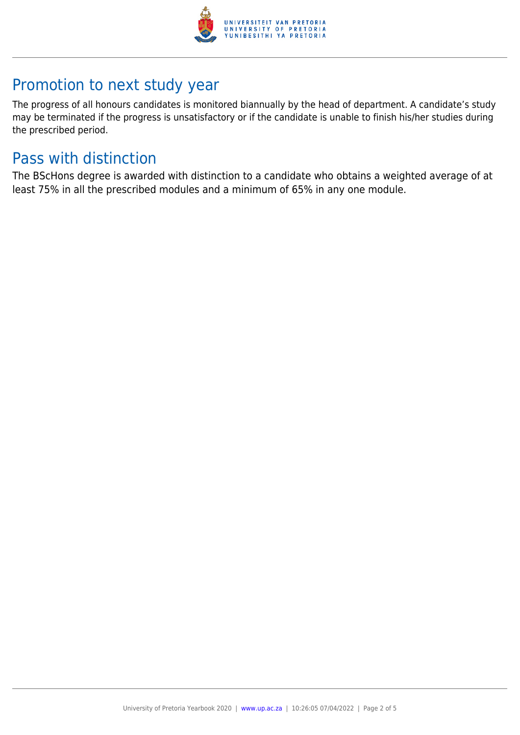## Promotion to next study year

The progress of all honours candidates is monitored biannually by the head of department. A candidate's study may be terminated if the progress is unsatisfactory or if the candidate is unable to finish his/her studies during the prescribed period.

## Pass with distinction

The BScHons degree is awarded with distinction to a candidate who obtains a weighted average of at least 75% in all the prescribed modules and a minimum of 65% in any one module.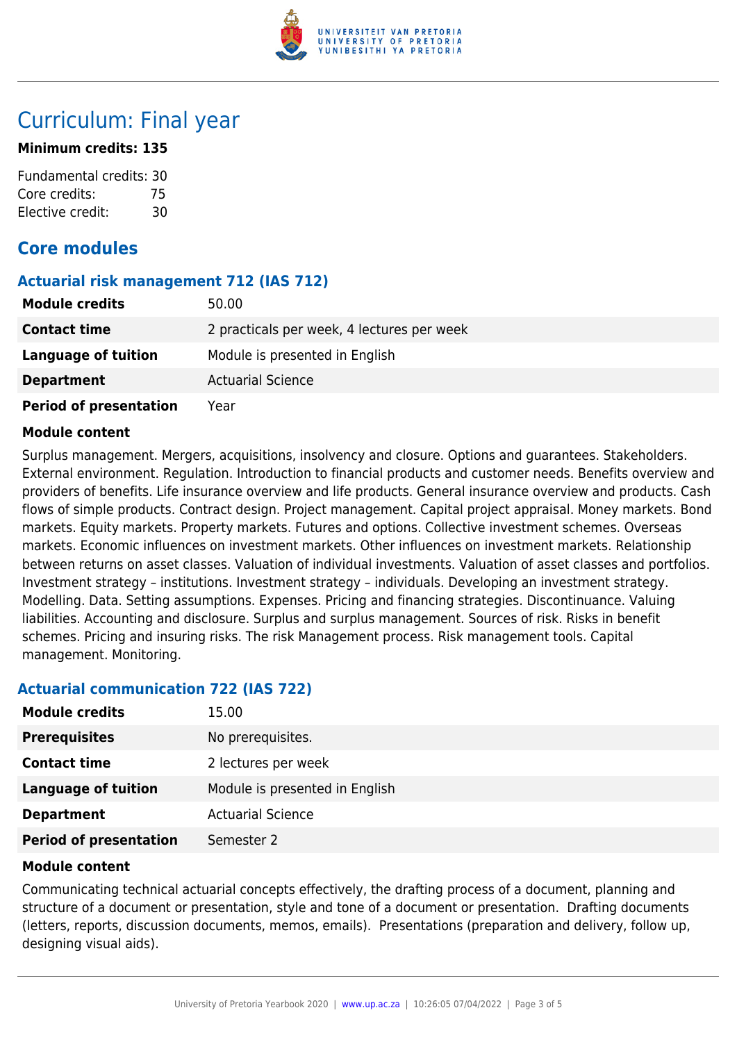# Curriculum: Final year

**Minimum credits: 135**

Fundamental credits: 30
Core credits: 75
Elective credit: 30

## Core modules

### Actuarial risk management 712 (IAS 712)

| | |
|---|---|
| **Module credits** | 50.00 |
| **Contact time** | 2 practicals per week, 4 lectures per week |
| **Language of tuition** | Module is presented in English |
| **Department** | Actuarial Science |
| **Period of presentation** | Year |

**Module content**

Surplus management. Mergers, acquisitions, insolvency and closure. Options and guarantees. Stakeholders. External environment. Regulation. Introduction to financial products and customer needs. Benefits overview and providers of benefits. Life insurance overview and life products. General insurance overview and products. Cash flows of simple products. Contract design. Project management. Capital project appraisal. Money markets. Bond markets. Equity markets. Property markets. Futures and options. Collective investment schemes. Overseas markets. Economic influences on investment markets. Other influences on investment markets. Relationship between returns on asset classes. Valuation of individual investments. Valuation of asset classes and portfolios. Investment strategy – institutions. Investment strategy – individuals. Developing an investment strategy. Modelling. Data. Setting assumptions. Expenses. Pricing and financing strategies. Discontinuance. Valuing liabilities. Accounting and disclosure. Surplus and surplus management. Sources of risk. Risks in benefit schemes. Pricing and insuring risks. The risk Management process. Risk management tools. Capital management. Monitoring.

### Actuarial communication 722 (IAS 722)

| | |
|---|---|
| **Module credits** | 15.00 |
| **Prerequisites** | No prerequisites. |
| **Contact time** | 2 lectures per week |
| **Language of tuition** | Module is presented in English |
| **Department** | Actuarial Science |
| **Period of presentation** | Semester 2 |

**Module content**

Communicating technical actuarial concepts effectively, the drafting process of a document, planning and structure of a document or presentation, style and tone of a document or presentation. Drafting documents (letters, reports, discussion documents, memos, emails). Presentations (preparation and delivery, follow up, designing visual aids).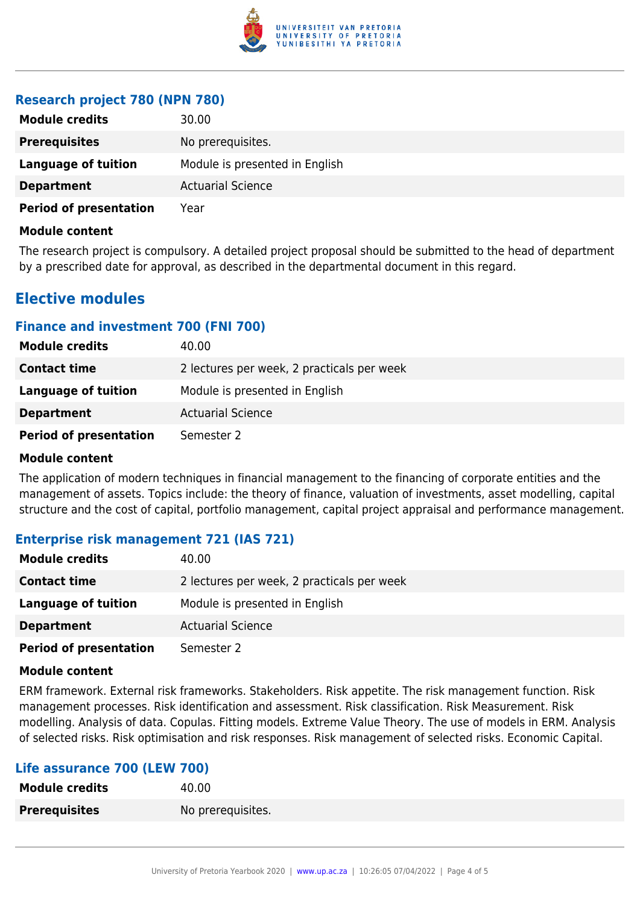### Research project 780 (NPN 780)

| | |
|---|---|
| **Module credits** | 30.00 |
| **Prerequisites** | No prerequisites. |
| **Language of tuition** | Module is presented in English |
| **Department** | Actuarial Science |
| **Period of presentation** | Year |

**Module content**

The research project is compulsory. A detailed project proposal should be submitted to the head of department by a prescribed date for approval, as described in the departmental document in this regard.

## Elective modules

### Finance and investment 700 (FNI 700)

| | |
|---|---|
| **Module credits** | 40.00 |
| **Contact time** | 2 lectures per week, 2 practicals per week |
| **Language of tuition** | Module is presented in English |
| **Department** | Actuarial Science |
| **Period of presentation** | Semester 2 |

**Module content**

The application of modern techniques in financial management to the financing of corporate entities and the management of assets. Topics include: the theory of finance, valuation of investments, asset modelling, capital structure and the cost of capital, portfolio management, capital project appraisal and performance management.

### Enterprise risk management 721 (IAS 721)

| | |
|---|---|
| **Module credits** | 40.00 |
| **Contact time** | 2 lectures per week, 2 practicals per week |
| **Language of tuition** | Module is presented in English |
| **Department** | Actuarial Science |
| **Period of presentation** | Semester 2 |

**Module content**

ERM framework. External risk frameworks. Stakeholders. Risk appetite. The risk management function. Risk management processes. Risk identification and assessment. Risk classification. Risk Measurement. Risk modelling. Analysis of data. Copulas. Fitting models. Extreme Value Theory. The use of models in ERM. Analysis of selected risks. Risk optimisation and risk responses. Risk management of selected risks. Economic Capital.

### Life assurance 700 (LEW 700)

| | |
|---|---|
| **Module credits** | 40.00 |
| **Prerequisites** | No prerequisites. |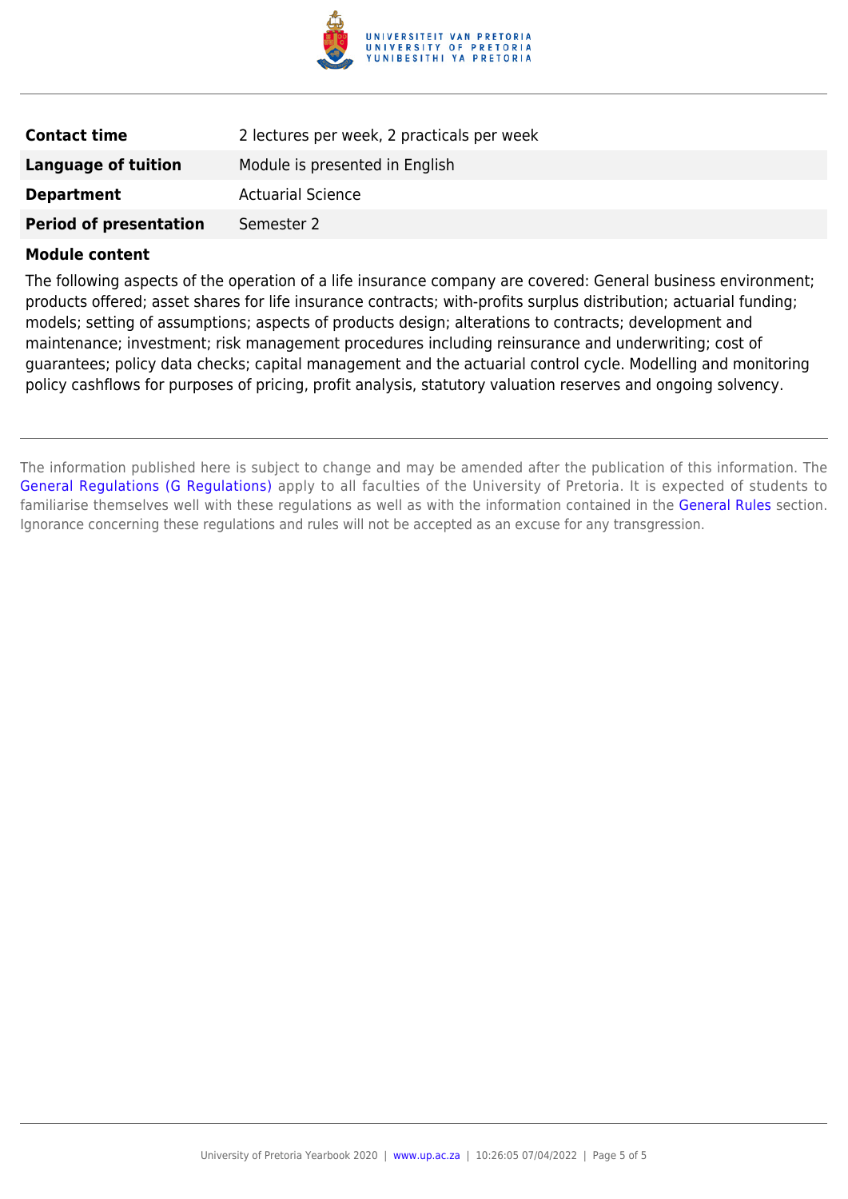| | |
|---|---|
| **Contact time** | 2 lectures per week, 2 practicals per week |
| **Language of tuition** | Module is presented in English |
| **Department** | Actuarial Science |
| **Period of presentation** | Semester 2 |

**Module content**

The following aspects of the operation of a life insurance company are covered: General business environment; products offered; asset shares for life insurance contracts; with-profits surplus distribution; actuarial funding; models; setting of assumptions; aspects of products design; alterations to contracts; development and maintenance; investment; risk management procedures including reinsurance and underwriting; cost of guarantees; policy data checks; capital management and the actuarial control cycle. Modelling and monitoring policy cashflows for purposes of pricing, profit analysis, statutory valuation reserves and ongoing solvency.

The information published here is subject to change and may be amended after the publication of this information. The General Regulations (G Regulations) apply to all faculties of the University of Pretoria. It is expected of students to familiarise themselves well with these regulations as well as with the information contained in the General Rules section. Ignorance concerning these regulations and rules will not be accepted as an excuse for any transgression.